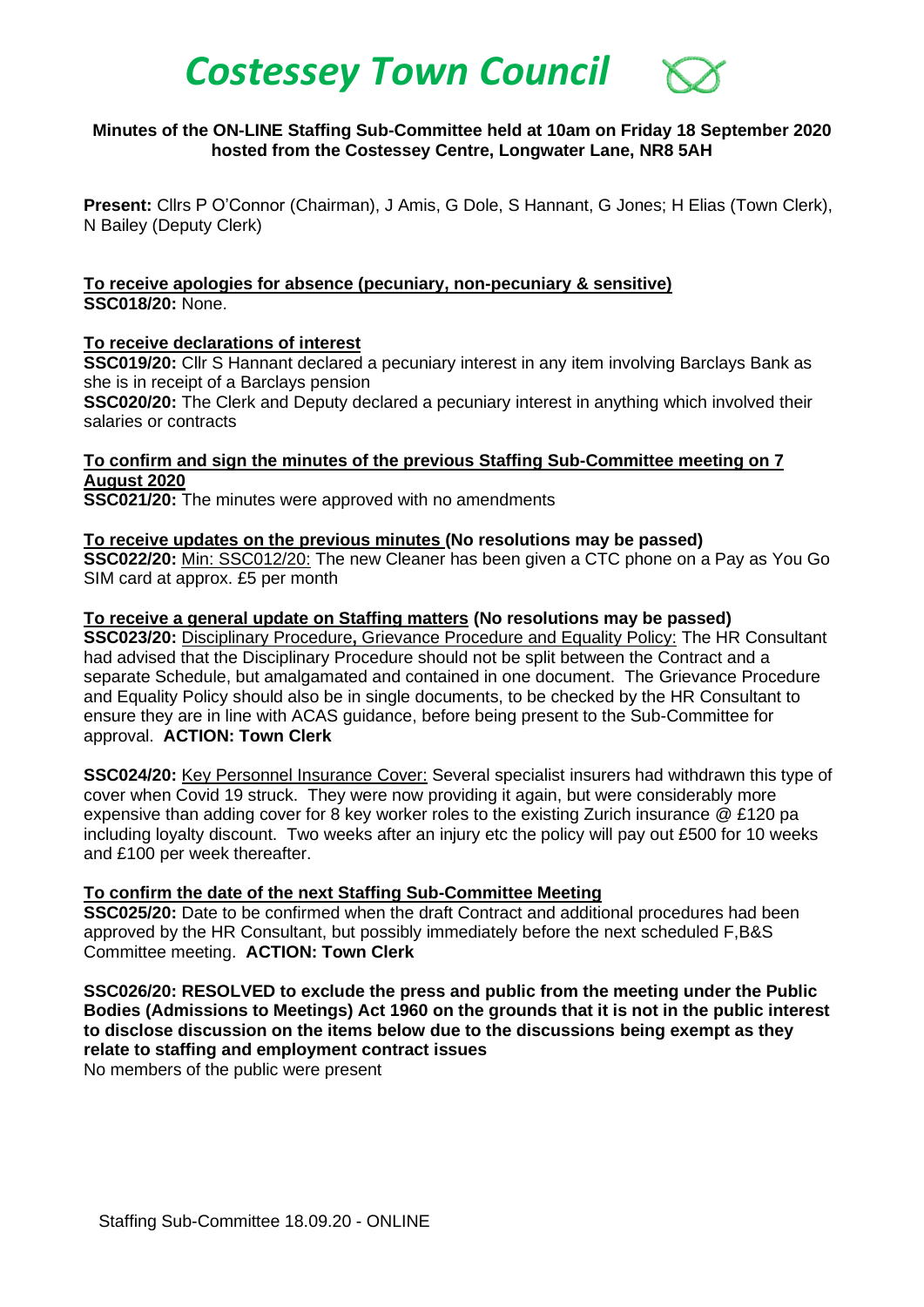# *Costessey Town Council*

**Minutes of the ON-LINE Staffing Sub-Committee held at 10am on Friday 18 September 2020 hosted from the Costessey Centre, Longwater Lane, NR8 5AH**

**Present:** Cllrs P O'Connor (Chairman), J Amis, G Dole, S Hannant, G Jones; H Elias (Town Clerk), N Bailey (Deputy Clerk)

**To receive apologies for absence (pecuniary, non-pecuniary & sensitive)**
**SSC018/20:** None.

**To receive declarations of interest**
**SSC019/20:** Cllr S Hannant declared a pecuniary interest in any item involving Barclays Bank as she is in receipt of a Barclays pension
**SSC020/20:** The Clerk and Deputy declared a pecuniary interest in anything which involved their salaries or contracts

**To confirm and sign the minutes of the previous Staffing Sub-Committee meeting on 7 August 2020**
**SSC021/20:** The minutes were approved with no amendments

**To receive updates on the previous minutes (No resolutions may be passed)**
**SSC022/20:** Min: SSC012/20: The new Cleaner has been given a CTC phone on a Pay as You Go SIM card at approx. £5 per month

**To receive a general update on Staffing matters (No resolutions may be passed)**
**SSC023/20:** Disciplinary Procedure**,** Grievance Procedure and Equality Policy: The HR Consultant had advised that the Disciplinary Procedure should not be split between the Contract and a separate Schedule, but amalgamated and contained in one document. The Grievance Procedure and Equality Policy should also be in single documents, to be checked by the HR Consultant to ensure they are in line with ACAS guidance, before being present to the Sub-Committee for approval. **ACTION: Town Clerk**

**SSC024/20:** Key Personnel Insurance Cover: Several specialist insurers had withdrawn this type of cover when Covid 19 struck. They were now providing it again, but were considerably more expensive than adding cover for 8 key worker roles to the existing Zurich insurance @ £120 pa including loyalty discount. Two weeks after an injury etc the policy will pay out £500 for 10 weeks and £100 per week thereafter.

**To confirm the date of the next Staffing Sub-Committee Meeting**
**SSC025/20:** Date to be confirmed when the draft Contract and additional procedures had been approved by the HR Consultant, but possibly immediately before the next scheduled F,B&S Committee meeting. **ACTION: Town Clerk**

**SSC026/20: RESOLVED to exclude the press and public from the meeting under the Public Bodies (Admissions to Meetings) Act 1960 on the grounds that it is not in the public interest to disclose discussion on the items below due to the discussions being exempt as they relate to staffing and employment contract issues**
No members of the public were present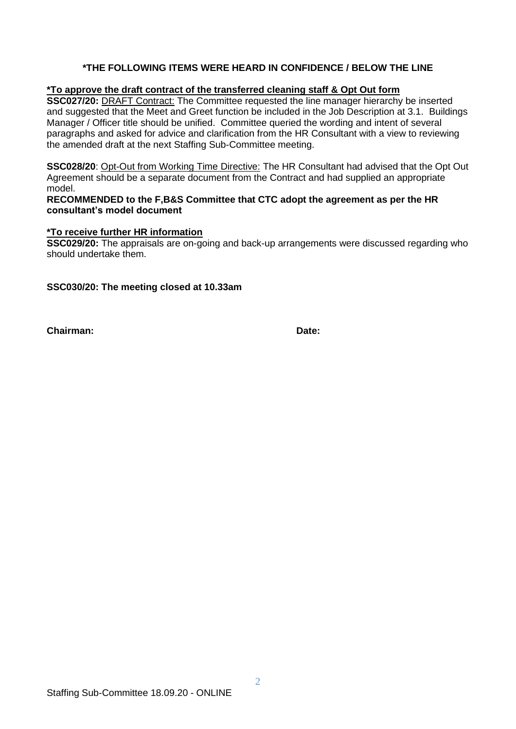**\*THE FOLLOWING ITEMS WERE HEARD IN CONFIDENCE / BELOW THE LINE**

**\*To approve the draft contract of the transferred cleaning staff & Opt Out form**

**SSC027/20:** DRAFT Contract: The Committee requested the line manager hierarchy be inserted and suggested that the Meet and Greet function be included in the Job Description at 3.1. Buildings Manager / Officer title should be unified. Committee queried the wording and intent of several paragraphs and asked for advice and clarification from the HR Consultant with a view to reviewing the amended draft at the next Staffing Sub-Committee meeting.

**SSC028/20**: Opt-Out from Working Time Directive: The HR Consultant had advised that the Opt Out Agreement should be a separate document from the Contract and had supplied an appropriate model.

**RECOMMENDED to the F,B&S Committee that CTC adopt the agreement as per the HR consultant's model document**

**\*To receive further HR information**

**SSC029/20:** The appraisals are on-going and back-up arrangements were discussed regarding who should undertake them.

**SSC030/20: The meeting closed at 10.33am**

**Chairman:** **Date:**

Staffing Sub-Committee 18.09.20 - ONLINE